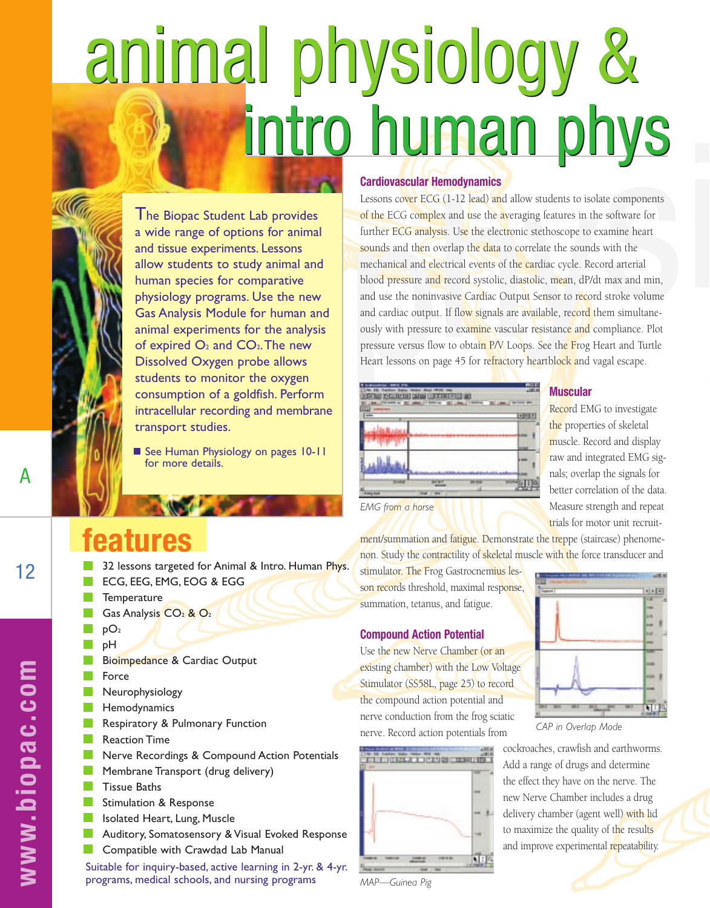# animal physiology & intro human phys

The Biopac Student Lab provides a wide range of options for animal and tissue experiments. Lessons allow students to study animal and human species for comparative physiology programs. Use the new Gas Analysis Module for human and animal experiments for the analysis of expired $O_2$ and $CO_2$. The new Dissolved Oxygen probe allows students to monitor the oxygen consumption of a goldfish. Perform intracellular recording and membrane transport studies.

- See Human Physiology on pages 10-11 for more details.

## features

- 32 lessons targeted for Animal & Intro. Human Phys.
- ECG, EEG, EMG, EOG & EGG
- Temperature
- Gas Analysis $CO_2$ & $O_2$
- $pO_2$
- pH
- Bioimpedance & Cardiac Output
- Force
- Neurophysiology
- Hemodynamics
- Respiratory & Pulmonary Function
- Reaction Time
- Nerve Recordings & Compound Action Potentials
- Membrane Transport (drug delivery)
- Tissue Baths
- Stimulation & Response
- Isolated Heart, Lung, Muscle
- Auditory, Somatosensory & Visual Evoked Response
- Compatible with Crawdad Lab Manual

Suitable for inquiry-based, active learning in 2-yr. & 4-yr. programs, medical schools, and nursing programs

### Cardiovascular Hemodynamics

Lessons cover ECG (1-12 lead) and allow students to isolate components of the ECG complex and use the averaging features in the software for further ECG analysis. Use the electronic stethoscope to examine heart sounds and then overlap the data to correlate the sounds with the mechanical and electrical events of the cardiac cycle. Record arterial blood pressure and record systolic, diastolic, mean, dP/dt max and min, and use the noninvasive Cardiac Output Sensor to record stroke volume and cardiac output. If flow signals are available, record them simultaneously with pressure to examine vascular resistance and compliance. Plot pressure versus flow to obtain P/V Loops. See the Frog Heart and Turtle Heart lessons on page 45 for refractory heartblock and vagal escape.

*EMG from a horse*

### Muscular

Record EMG to investigate the properties of skeletal muscle. Record and display raw and integrated EMG signals; overlap the signals for better correlation of the data. Measure strength and repeat trials for motor unit recruitment/summation and fatigue. Demonstrate the treppe (staircase) phenomenon. Study the contractility of skeletal muscle with the force transducer and stimulator. The Frog Gastrocnemius lesson records threshold, maximal response, summation, tetanus, and fatigue.

### Compound Action Potential

Use the new Nerve Chamber (or an existing chamber) with the Low Voltage Stimulator (SS58L, page 25) to record the compound action potential and nerve conduction from the frog sciatic nerve. Record action potentials from cockroaches, crawfish and earthworms. Add a range of drugs and determine the effect they have on the nerve. The new Nerve Chamber includes a drug delivery chamber (agent well) with lid to maximize the quality of the results and improve experimental repeatability.

*CAP in Overlap Mode*

*MAP—Guinea Pig*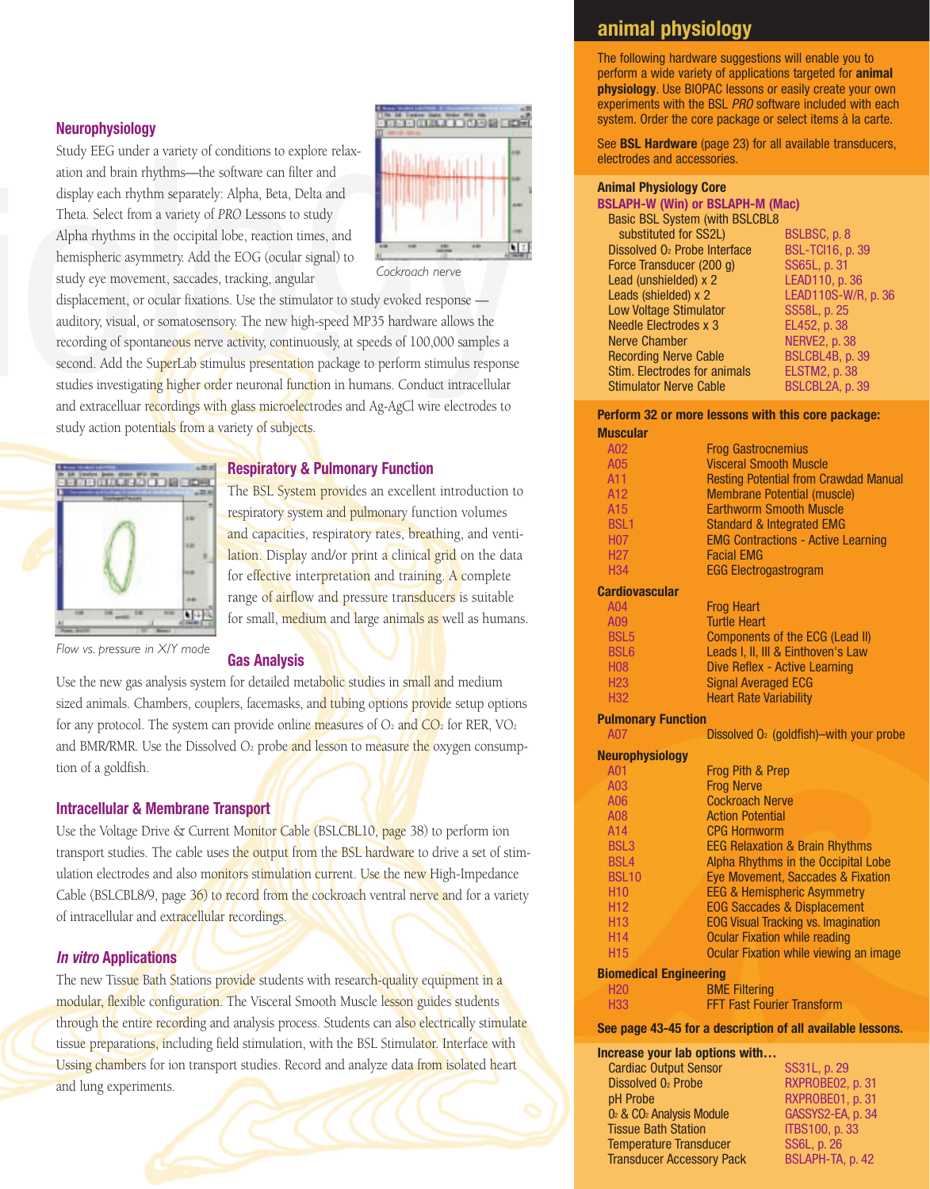## Neurophysiology

Study EEG under a variety of conditions to explore relaxation and brain rhythms—the software can filter and display each rhythm separately: Alpha, Beta, Delta and Theta. Select from a variety of *PRO* Lessons to study Alpha rhythms in the occipital lobe, reaction times, and hemispheric asymmetry. Add the EOG (ocular signal) to study eye movement, saccades, tracking, angular displacement, or ocular fixations. Use the stimulator to study evoked response — auditory, visual, or somatosensory. The new high-speed MP35 hardware allows the recording of spontaneous nerve activity, continuously, at speeds of 100,000 samples a second. Add the SuperLab stimulus presentation package to perform stimulus response studies investigating higher order neuronal function in humans. Conduct intracellular and extracelluar recordings with glass microelectrodes and Ag-AgCl wire electrodes to study action potentials from a variety of subjects.

*Cockroach nerve*

## Respiratory & Pulmonary Function

The BSL System provides an excellent introduction to respiratory system and pulmonary function volumes and capacities, respiratory rates, breathing, and ventilation. Display and/or print a clinical grid on the data for effective interpretation and training. A complete range of airflow and pressure transducers is suitable for small, medium and large animals as well as humans.

*Flow vs. pressure in X/Y mode*

## Gas Analysis

Use the new gas analysis system for detailed metabolic studies in small and medium sized animals. Chambers, couplers, facemasks, and tubing options provide setup options for any protocol. The system can provide online measures of $O_2$ and $CO_2$ for RER, $VO_2$ and BMR/RMR. Use the Dissolved $O_2$ probe and lesson to measure the oxygen consumption of a goldfish.

## Intracellular & Membrane Transport

Use the Voltage Drive & Current Monitor Cable (BSLCBL10, page 38) to perform ion transport studies. The cable uses the output from the BSL hardware to drive a set of stimulation electrodes and also monitors stimulation current. Use the new High-Impedance Cable (BSLCBL8/9, page 36) to record from the cockroach ventral nerve and for a variety of intracellular and extracellular recordings.

## *In vitro* Applications

The new Tissue Bath Stations provide students with research-quality equipment in a modular, flexible configuration. The Visceral Smooth Muscle lesson guides students through the entire recording and analysis process. Students can also electrically stimulate tissue preparations, including field stimulation, with the BSL Stimulator. Interface with Using chambers for ion transport studies. Record and analyze data from isolated heart and lung experiments.

# animal physiology

The following hardware suggestions will enable you to perform a wide variety of applications targeted for **animal physiology**. Use BIOPAC lessons or easily create your own experiments with the BSL *PRO* software included with each system. Order the core package or select items à la carte.

See **BSL Hardware** (page 23) for all available transducers, electrodes and accessories.

### Animal Physiology Core
**BSLAPH-W (Win) or BSLAPH-M (Mac)**

| | |
|---|---|
| Basic BSL System (with BSLCBL8 substituted for SS2L) | BSLBSC, p. 8 |
| Dissolved $O_2$ Probe Interface | BSL-TCI16, p. 39 |
| Force Transducer (200 g) | SS65L, p. 31 |
| Lead (unshielded) x 2 | LEAD110, p. 36 |
| Leads (shielded) x 2 | LEAD110S-W/R, p. 36 |
| Low Voltage Stimulator | SS58L, p. 25 |
| Needle Electrodes x 3 | EL452, p. 38 |
| Nerve Chamber | NERVE2, p. 38 |
| Recording Nerve Cable | BSLCBL4B, p. 39 |
| Stim. Electrodes for animals | ELSTM2, p. 38 |
| Stimulator Nerve Cable | BSLCBL2A, p. 39 |

**Perform 32 or more lessons with this core package:**

**Muscular**

| | |
|---|---|
| A02 | Frog Gastrocnemius |
| A05 | Visceral Smooth Muscle |
| A11 | Resting Potential from Crawdad Manual |
| A12 | Membrane Potential (muscle) |
| A15 | Earthworm Smooth Muscle |
| BSL1 | Standard & Integrated EMG |
| H07 | EMG Contractions - Active Learning |
| H27 | Facial EMG |
| H34 | EGG Electrogastrogram |

**Cardiovascular**

| | |
|---|---|
| A04 | Frog Heart |
| A09 | Turtle Heart |
| BSL5 | Components of the ECG (Lead II) |
| BSL6 | Leads I, II, III & Einthoven's Law |
| H08 | Dive Reflex - Active Learning |
| H23 | Signal Averaged ECG |
| H32 | Heart Rate Variability |

**Pulmonary Function**

| | |
|---|---|
| A07 | Dissolved $O_2$ (goldfish)–with your probe |

**Neurophysiology**

| | |
|---|---|
| A01 | Frog Pith & Prep |
| A03 | Frog Nerve |
| A06 | Cockroach Nerve |
| A08 | Action Potential |
| A14 | CPG Hornworm |
| BSL3 | EEG Relaxation & Brain Rhythms |
| BSL4 | Alpha Rhythms in the Occipital Lobe |
| BSL10 | Eye Movement, Saccades & Fixation |
| H10 | EEG & Hemispheric Asymmetry |
| H12 | EOG Saccades & Displacement |
| H13 | EOG Visual Tracking vs. Imagination |
| H14 | Ocular Fixation while reading |
| H15 | Ocular Fixation while viewing an image |

**Biomedical Engineering**

| | |
|---|---|
| H20 | BME Filtering |
| H33 | FFT Fast Fourier Transform |

**See page 43-45 for a description of all available lessons.**

**Increase your lab options with…**

| | |
|---|---|
| Cardiac Output Sensor | SS31L, p. 29 |
| Dissolved $O_2$ Probe | RXPROBE02, p. 31 |
| pH Probe | RXPROBE01, p. 31 |
| $O_2$ & $CO_2$ Analysis Module | GASSYS2-EA, p. 34 |
| Tissue Bath Station | ITBS100, p. 33 |
| Temperature Transducer | SS6L, p. 26 |
| Transducer Accessory Pack | BSLAPH-TA, p. 42 |